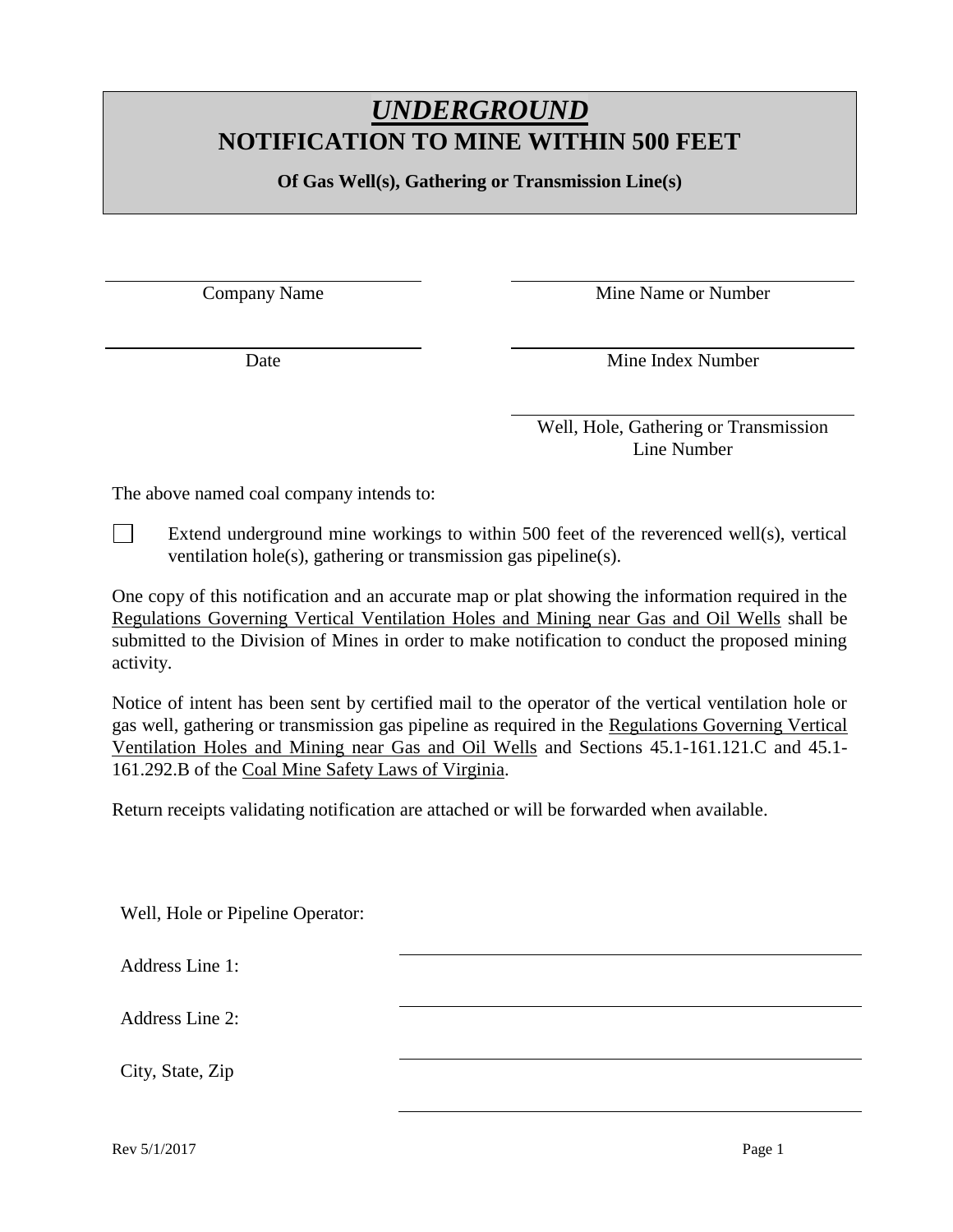# *UNDERGROUND*
# NOTIFICATION TO MINE WITHIN 500 FEET

**Of Gas Well(s), Gathering or Transmission Line(s)**

______________________ Company Name

______________________ Mine Name or Number

______________________ Date

______________________ Mine Index Number

______________________ Well, Hole, Gathering or Transmission Line Number

The above named coal company intends to:

☐ Extend underground mine workings to within 500 feet of the reverenced well(s), vertical ventilation hole(s), gathering or transmission gas pipeline(s).

One copy of this notification and an accurate map or plat showing the information required in the Regulations Governing Vertical Ventilation Holes and Mining near Gas and Oil Wells shall be submitted to the Division of Mines in order to make notification to conduct the proposed mining activity.

Notice of intent has been sent by certified mail to the operator of the vertical ventilation hole or gas well, gathering or transmission gas pipeline as required in the Regulations Governing Vertical Ventilation Holes and Mining near Gas and Oil Wells and Sections 45.1-161.121.C and 45.1-161.292.B of the Coal Mine Safety Laws of Virginia.

Return receipts validating notification are attached or will be forwarded when available.

Well, Hole or Pipeline Operator: ______________________

Address Line 1: ______________________

Address Line 2: ______________________

City, State, Zip ______________________

Rev 5/1/2017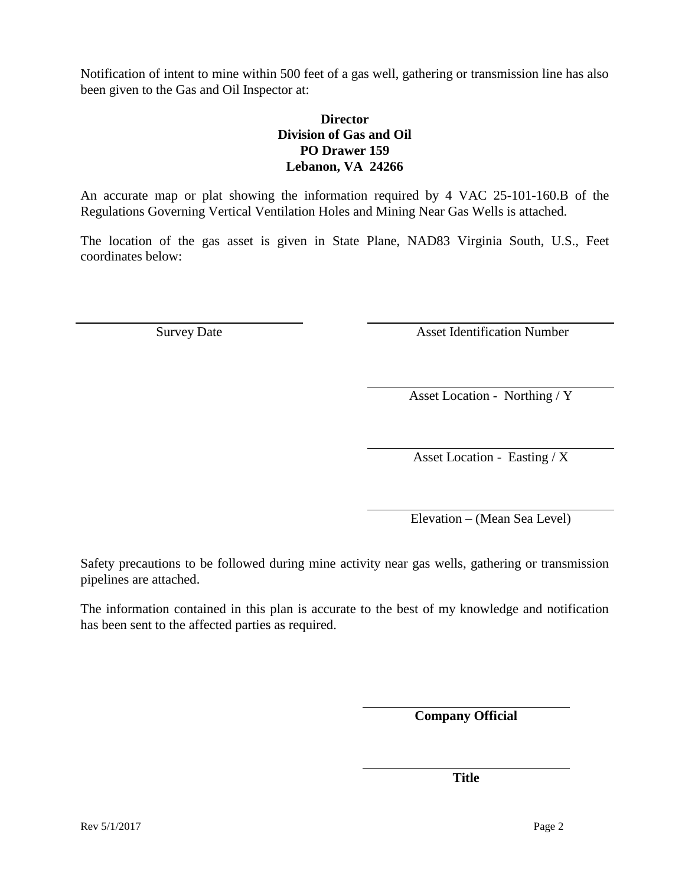Notification of intent to mine within 500 feet of a gas well, gathering or transmission line has also been given to the Gas and Oil Inspector at:

**Director**
**Division of Gas and Oil**
**PO Drawer 159**
**Lebanon, VA 24266**

An accurate map or plat showing the information required by 4 VAC 25-101-160.B of the Regulations Governing Vertical Ventilation Holes and Mining Near Gas Wells is attached.

The location of the gas asset is given in State Plane, NAD83 Virginia South, U.S., Feet coordinates below:

\_\_\_\_\_\_\_\_\_\_\_\_\_\_\_\_\_\_\_\_\_\_\_\_\_\_\_\_\_\_ \_\_\_\_\_\_\_\_\_\_\_\_\_\_\_\_\_\_\_\_\_\_\_\_\_\_\_\_\_\_
Survey Date Asset Identification Number

\_\_\_\_\_\_\_\_\_\_\_\_\_\_\_\_\_\_\_\_\_\_\_\_\_\_\_\_\_\_
Asset Location - Northing / Y

\_\_\_\_\_\_\_\_\_\_\_\_\_\_\_\_\_\_\_\_\_\_\_\_\_\_\_\_\_\_
Asset Location - Easting / X

\_\_\_\_\_\_\_\_\_\_\_\_\_\_\_\_\_\_\_\_\_\_\_\_\_\_\_\_\_\_
Elevation – (Mean Sea Level)

Safety precautions to be followed during mine activity near gas wells, gathering or transmission pipelines are attached.

The information contained in this plan is accurate to the best of my knowledge and notification has been sent to the affected parties as required.

\_\_\_\_\_\_\_\_\_\_\_\_\_\_\_\_\_\_\_\_\_\_\_\_\_\_\_\_\_\_
**Company Official**

\_\_\_\_\_\_\_\_\_\_\_\_\_\_\_\_\_\_\_\_\_\_\_\_\_\_\_\_\_\_
**Title**

Rev 5/1/2017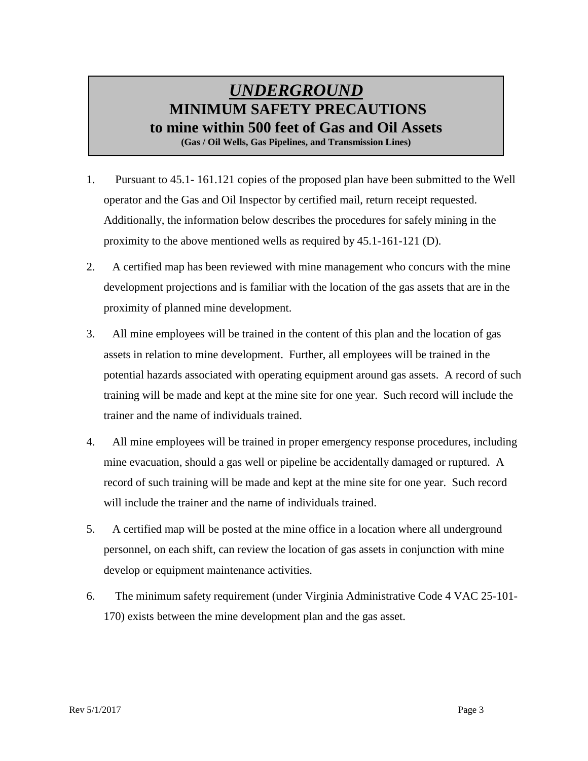# *UNDERGROUND*
# MINIMUM SAFETY PRECAUTIONS
## to mine within 500 feet of Gas and Oil Assets
**(Gas / Oil Wells, Gas Pipelines, and Transmission Lines)**

1. Pursuant to 45.1- 161.121 copies of the proposed plan have been submitted to the Well operator and the Gas and Oil Inspector by certified mail, return receipt requested. Additionally, the information below describes the procedures for safely mining in the proximity to the above mentioned wells as required by 45.1-161-121 (D).

2. A certified map has been reviewed with mine management who concurs with the mine development projections and is familiar with the location of the gas assets that are in the proximity of planned mine development.

3. All mine employees will be trained in the content of this plan and the location of gas assets in relation to mine development. Further, all employees will be trained in the potential hazards associated with operating equipment around gas assets. A record of such training will be made and kept at the mine site for one year. Such record will include the trainer and the name of individuals trained.

4. All mine employees will be trained in proper emergency response procedures, including mine evacuation, should a gas well or pipeline be accidentally damaged or ruptured. A record of such training will be made and kept at the mine site for one year. Such record will include the trainer and the name of individuals trained.

5. A certified map will be posted at the mine office in a location where all underground personnel, on each shift, can review the location of gas assets in conjunction with mine develop or equipment maintenance activities.

6. The minimum safety requirement (under Virginia Administrative Code 4 VAC 25-101-170) exists between the mine development plan and the gas asset.

Rev 5/1/2017